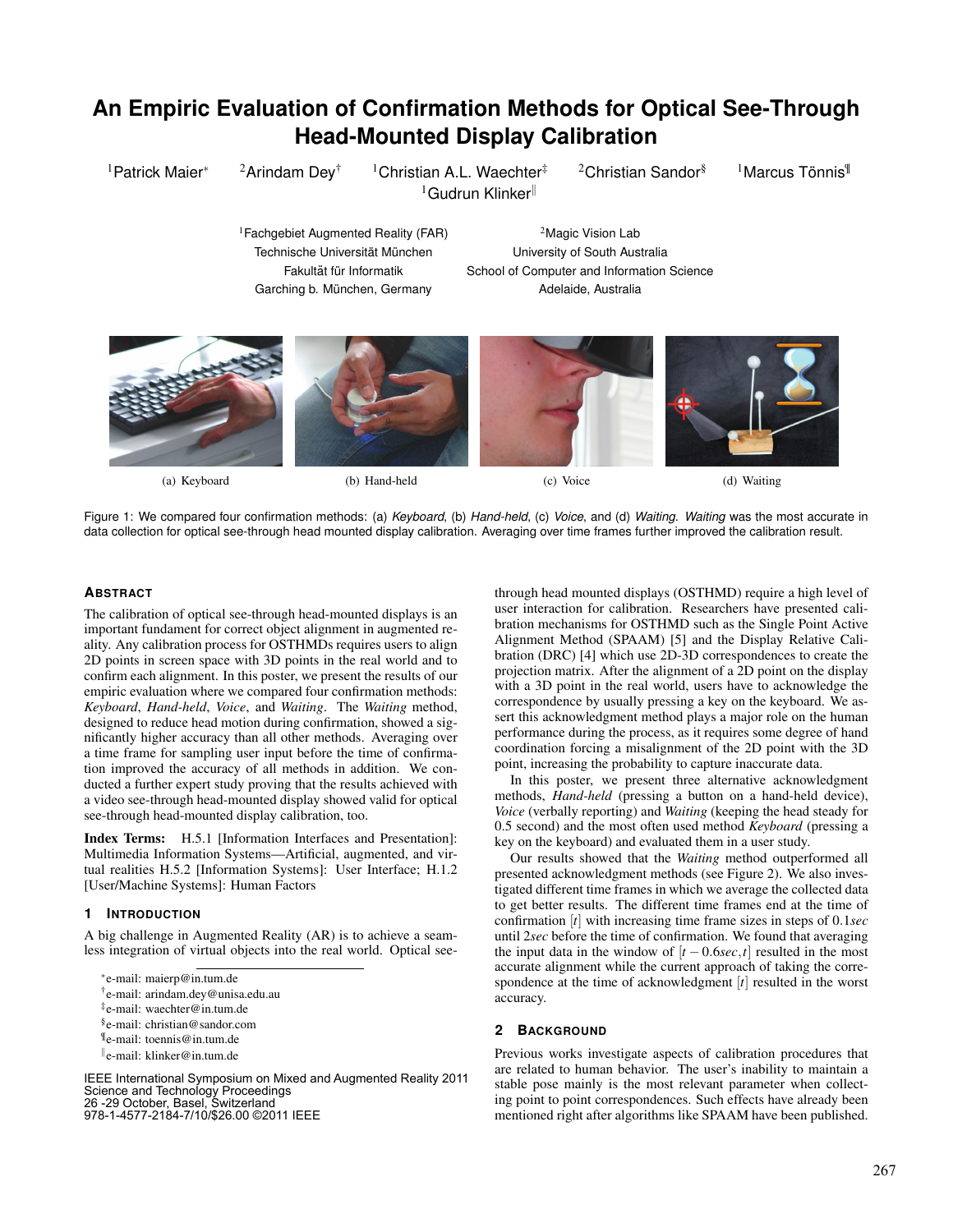# An Empiric Evaluation of Confirmation Methods for Optical See-Through Head-Mounted Display Calibration

[1]Patrick Maier[*] [2]Arindam Dey[†] [1]Christian A.L. Waechter[‡] [2]Christian Sandor[§] [1]Marcus Tönnis[¶] [1]Gudrun Klinker[‖]

[1]Fachgebiet Augmented Reality (FAR)
Technische Universität München
Fakultät für Informatik
Garching b. München, Germany

[2]Magic Vision Lab
University of South Australia
School of Computer and Information Science
Adelaide, Australia

(a) Keyboard (b) Hand-held (c) Voice (d) Waiting

Figure 1: We compared four confirmation methods: (a) *Keyboard*, (b) *Hand-held*, (c) *Voice*, and (d) *Waiting*. *Waiting* was the most accurate in data collection for optical see-through head mounted display calibration. Averaging over time frames further improved the calibration result.

## Abstract

The calibration of optical see-through head-mounted displays is an important fundament for correct object alignment in augmented reality. Any calibration process for OSTHMDs requires users to align 2D points in screen space with 3D points in the real world and to confirm each alignment. In this poster, we present the results of our empiric evaluation where we compared four confirmation methods: *Keyboard*, *Hand-held*, *Voice*, and *Waiting*. The *Waiting* method, designed to reduce head motion during confirmation, showed a significantly higher accuracy than all other methods. Averaging over a time frame for sampling user input before the time of confirmation improved the accuracy of all methods in addition. We conducted a further expert study proving that the results achieved with a video see-through head-mounted display showed valid for optical see-through head-mounted display calibration, too.

**Index Terms:** H.5.1 [Information Interfaces and Presentation]: Multimedia Information Systems—Artificial, augmented, and virtual realities H.5.2 [Information Systems]: User Interface; H.1.2 [User/Machine Systems]: Human Factors

## 1 Introduction

A big challenge in Augmented Reality (AR) is to achieve a seamless integration of virtual objects into the real world. Optical see-through head mounted displays (OSTHMD) require a high level of user interaction for calibration. Researchers have presented calibration mechanisms for OSTHMD such as the Single Point Active Alignment Method (SPAAM) [5] and the Display Relative Calibration (DRC) [4] which use 2D-3D correspondences to create the projection matrix. After the alignment of a 2D point on the display with a 3D point in the real world, users have to acknowledge the correspondence by usually pressing a key on the keyboard. We assert this acknowledgment method plays a major role on the human performance during the process, as it requires some degree of hand coordination forcing a misalignment of the 2D point with the 3D point, increasing the probability to capture inaccurate data.

In this poster, we present three alternative acknowledgment methods, *Hand-held* (pressing a button on a hand-held device), *Voice* (verbally reporting) and *Waiting* (keeping the head steady for 0.5 second) and the most often used method *Keyboard* (pressing a key on the keyboard) and evaluated them in a user study.

Our results showed that the *Waiting* method outperformed all presented acknowledgment methods (see Figure 2). We also investigated different time frames in which we average the collected data to get better results. The different time frames end at the time of confirmation $[t]$ with increasing time frame sizes in steps of $0.1sec$ until $2sec$ before the time of confirmation. We found that averaging the input data in the window of $[t - 0.6sec, t]$ resulted in the most accurate alignment while the current approach of taking the correspondence at the time of acknowledgment $[t]$ resulted in the worst accuracy.

## 2 Background

Previous works investigate aspects of calibration procedures that are related to human behavior. The user's inability to maintain a stable pose mainly is the most relevant parameter when collecting point to point correspondences. Such effects have already been mentioned right after algorithms like SPAAM have been published.

[*]e-mail: maierp@in.tum.de
[†]e-mail: arindam.dey@unisa.edu.au
[‡]e-mail: waechter@in.tum.de
[§]e-mail: christian@sandor.com
[¶]e-mail: toennis@in.tum.de
[‖]e-mail: klinker@in.tum.de

IEEE International Symposium on Mixed and Augmented Reality 2011
Science and Technology Proceedings
26 -29 October, Basel, Switzerland
978-1-4577-2184-7/10/$26.00 ©2011 IEEE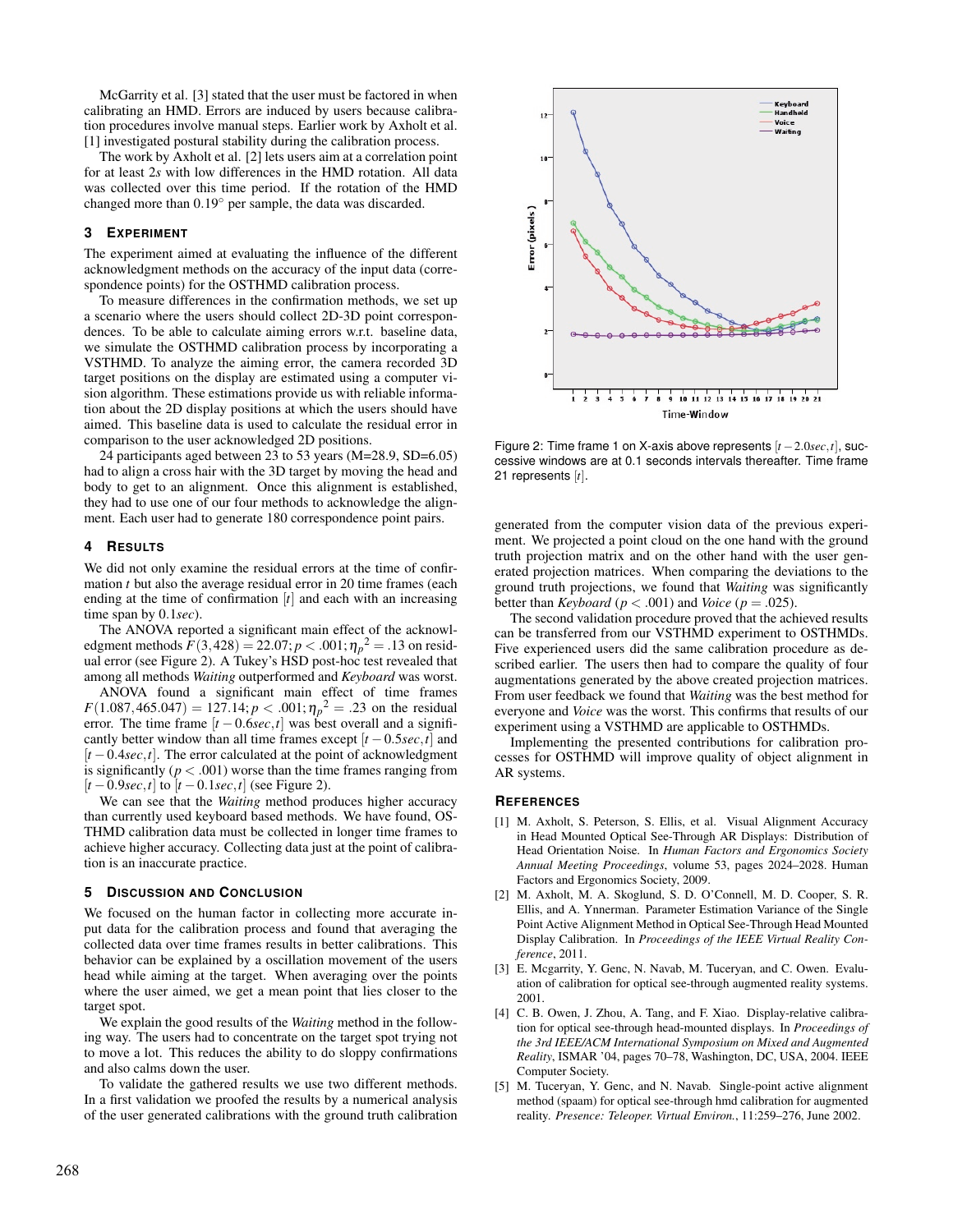McGarrity et al. [3] stated that the user must be factored in when calibrating an HMD. Errors are induced by users because calibration procedures involve manual steps. Earlier work by Axholt et al. [1] investigated postural stability during the calibration process.

The work by Axholt et al. [2] lets users aim at a correlation point for at least 2*s* with low differences in the HMD rotation. All data was collected over this time period. If the rotation of the HMD changed more than 0.19° per sample, the data was discarded.

## 3 Experiment

The experiment aimed at evaluating the influence of the different acknowledgment methods on the accuracy of the input data (correspondence points) for the OSTHMD calibration process.

To measure differences in the confirmation methods, we set up a scenario where the users should collect 2D-3D point correspondences. To be able to calculate aiming errors w.r.t. baseline data, we simulate the OSTHMD calibration process by incorporating a VSTHMD. To analyze the aiming error, the camera recorded 3D target positions on the display are estimated using a computer vision algorithm. These estimations provide us with reliable information about the 2D display positions at which the users should have aimed. This baseline data is used to calculate the residual error in comparison to the user acknowledged 2D positions.

24 participants aged between 23 to 53 years (M=28.9, SD=6.05) had to align a cross hair with the 3D target by moving the head and body to get to an alignment. Once this alignment is established, they had to use one of our four methods to acknowledge the alignment. Each user had to generate 180 correspondence point pairs.

## 4 Results

We did not only examine the residual errors at the time of confirmation $t$ but also the average residual error in 20 time frames (each ending at the time of confirmation $[t]$ and each with an increasing time span by $0.1sec$).

The ANOVA reported a significant main effect of the acknowledgment methods $F(3,428) = 22.07; p < .001; \eta_p{}^2 = .13$ on residual error (see Figure 2). A Tukey's HSD post-hoc test revealed that among all methods *Waiting* outperformed and *Keyboard* was worst.

ANOVA found a significant main effect of time frames $F(1.087, 465.047) = 127.14; p < .001; \eta_p{}^2 = .23$ on the residual error. The time frame $[t - 0.6sec, t]$ was best overall and a significantly better window than all time frames except $[t - 0.5sec, t]$ and $[t - 0.4sec, t]$. The error calculated at the point of acknowledgment is significantly ($p < .001$) worse than the time frames ranging from $[t - 0.9sec, t]$ to $[t - 0.1sec, t]$ (see Figure 2).

We can see that the *Waiting* method produces higher accuracy than currently used keyboard based methods. We have found, OSTHMD calibration data must be collected in longer time frames to achieve higher accuracy. Collecting data just at the point of calibration is an inaccurate practice.

## 5 Discussion and Conclusion

We focused on the human factor in collecting more accurate input data for the calibration process and found that averaging the collected data over time frames results in better calibrations. This behavior can be explained by a oscillation movement of the users head while aiming at the target. When averaging over the points where the user aimed, we get a mean point that lies closer to the target spot.

We explain the good results of the *Waiting* method in the following way. The users had to concentrate on the target spot trying not to move a lot. This reduces the ability to do sloppy confirmations and also calms down the user.

To validate the gathered results we use two different methods. In a first validation we proofed the results by a numerical analysis of the user generated calibrations with the ground truth calibration generated from the computer vision data of the previous experiment. We projected a point cloud on the one hand with the ground truth projection matrix and on the other hand with the user generated projection matrices. When comparing the deviations to the ground truth projections, we found that *Waiting* was significantly better than *Keyboard* ($p < .001$) and *Voice* ($p = .025$).

The second validation procedure proved that the achieved results can be transferred from our VSTHMD experiment to OSTHMDs. Five experienced users did the same calibration procedure as described earlier. The users then had to compare the quality of four augmentations generated by the above created projection matrices. From user feedback we found that *Waiting* was the best method for everyone and *Voice* was the worst. This confirms that results of our experiment using a VSTHMD are applicable to OSTHMDs.

Implementing the presented contributions for calibration processes for OSTHMD will improve quality of object alignment in AR systems.

Keyboard
Handheld
Voice
Waiting

Error (pixels)

0
2
4
6
8
10
12

1 2 3 4 5 6 7 8 9 10 11 12 13 14 15 16 17 18 19 20 21

Time-Window

Figure 2: Time frame 1 on X-axis above represents $[t - 2.0sec, t]$, successive windows are at 0.1 seconds intervals thereafter. Time frame 21 represents $[t]$.

## References

[1] M. Axholt, S. Peterson, S. Ellis, et al. Visual Alignment Accuracy in Head Mounted Optical See-Through AR Displays: Distribution of Head Orientation Noise. In *Human Factors and Ergonomics Society Annual Meeting Proceedings*, volume 53, pages 2024–2028. Human Factors and Ergonomics Society, 2009.

[2] M. Axholt, M. A. Skoglund, S. D. O'Connell, M. D. Cooper, S. R. Ellis, and A. Ynnerman. Parameter Estimation Variance of the Single Point Active Alignment Method in Optical See-Through Head Mounted Display Calibration. In *Proceedings of the IEEE Virtual Reality Conference*, 2011.

[3] E. Mcgarrity, Y. Genc, N. Navab, M. Tuceryan, and C. Owen. Evaluation of calibration for optical see-through augmented reality systems. 2001.

[4] C. B. Owen, J. Zhou, A. Tang, and F. Xiao. Display-relative calibration for optical see-through head-mounted displays. In *Proceedings of the 3rd IEEE/ACM International Symposium on Mixed and Augmented Reality*, ISMAR '04, pages 70–78, Washington, DC, USA, 2004. IEEE Computer Society.

[5] M. Tuceryan, Y. Genc, and N. Navab. Single-point active alignment method (spaam) for optical see-through hmd calibration for augmented reality. *Presence: Teleoper. Virtual Environ.*, 11:259–276, June 2002.